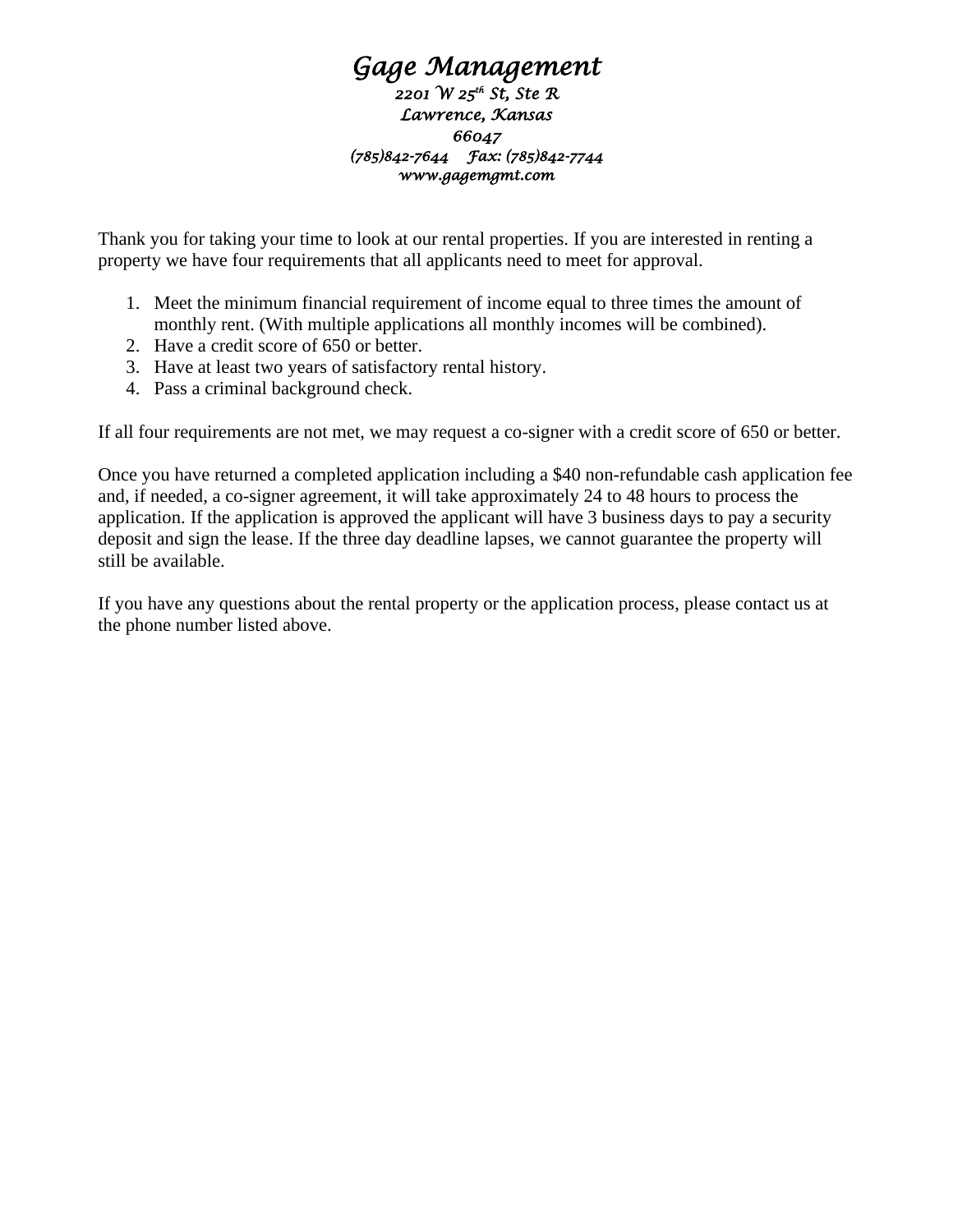# *Gage Management*

*2201 W 25th St, Ste R*
*Lawrence, Kansas*
*66047*
*(785)842-7644    Fax: (785)842-7744*
*www.gagemgmt.com*

Thank you for taking your time to look at our rental properties. If you are interested in renting a property we have four requirements that all applicants need to meet for approval.

1. Meet the minimum financial requirement of income equal to three times the amount of monthly rent. (With multiple applications all monthly incomes will be combined).
2. Have a credit score of 650 or better.
3. Have at least two years of satisfactory rental history.
4. Pass a criminal background check.

If all four requirements are not met, we may request a co-signer with a credit score of 650 or better.

Once you have returned a completed application including a $40 non-refundable cash application fee and, if needed, a co-signer agreement, it will take approximately 24 to 48 hours to process the application. If the application is approved the applicant will have 3 business days to pay a security deposit and sign the lease. If the three day deadline lapses, we cannot guarantee the property will still be available.

If you have any questions about the rental property or the application process, please contact us at the phone number listed above.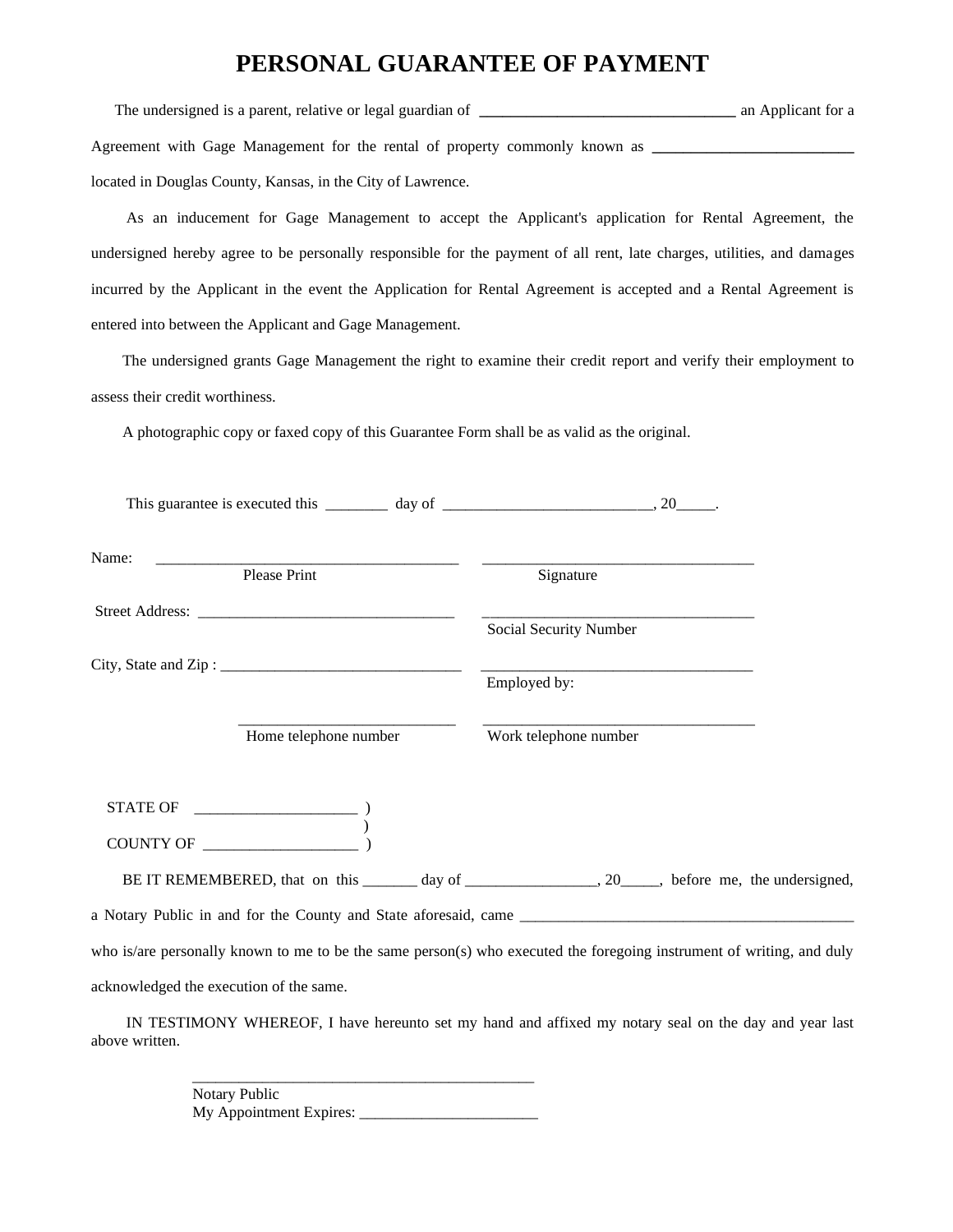# PERSONAL GUARANTEE OF PAYMENT

The undersigned is a parent, relative or legal guardian of ________________________________ an Applicant for a Agreement with Gage Management for the rental of property commonly known as __________________________ located in Douglas County, Kansas, in the City of Lawrence.

As an inducement for Gage Management to accept the Applicant's application for Rental Agreement, the undersigned hereby agree to be personally responsible for the payment of all rent, late charges, utilities, and damages incurred by the Applicant in the event the Application for Rental Agreement is accepted and a Rental Agreement is entered into between the Applicant and Gage Management.

The undersigned grants Gage Management the right to examine their credit report and verify their employment to assess their credit worthiness.

A photographic copy or faxed copy of this Guarantee Form shall be as valid as the original.

This guarantee is executed this ________ day of ___________________________, 20_____.

Name: _______________________________________ ___________________________________
Please Print Signature

Street Address: _________________________________ ___________________________________
Social Security Number

City, State and Zip : _______________________________ ___________________________________
Employed by:

_____________________________ ___________________________________
Home telephone number Work telephone number

STATE OF _____________________ )
)
COUNTY OF ____________________ )

BE IT REMEMBERED, that on this _______ day of _________________, 20_____, before me, the undersigned, a Notary Public in and for the County and State aforesaid, came ____________________________________________ who is/are personally known to me to be the same person(s) who executed the foregoing instrument of writing, and duly acknowledged the execution of the same.

IN TESTIMONY WHEREOF, I have hereunto set my hand and affixed my notary seal on the day and year last above written.

______________________________________________
Notary Public
My Appointment Expires: _______________________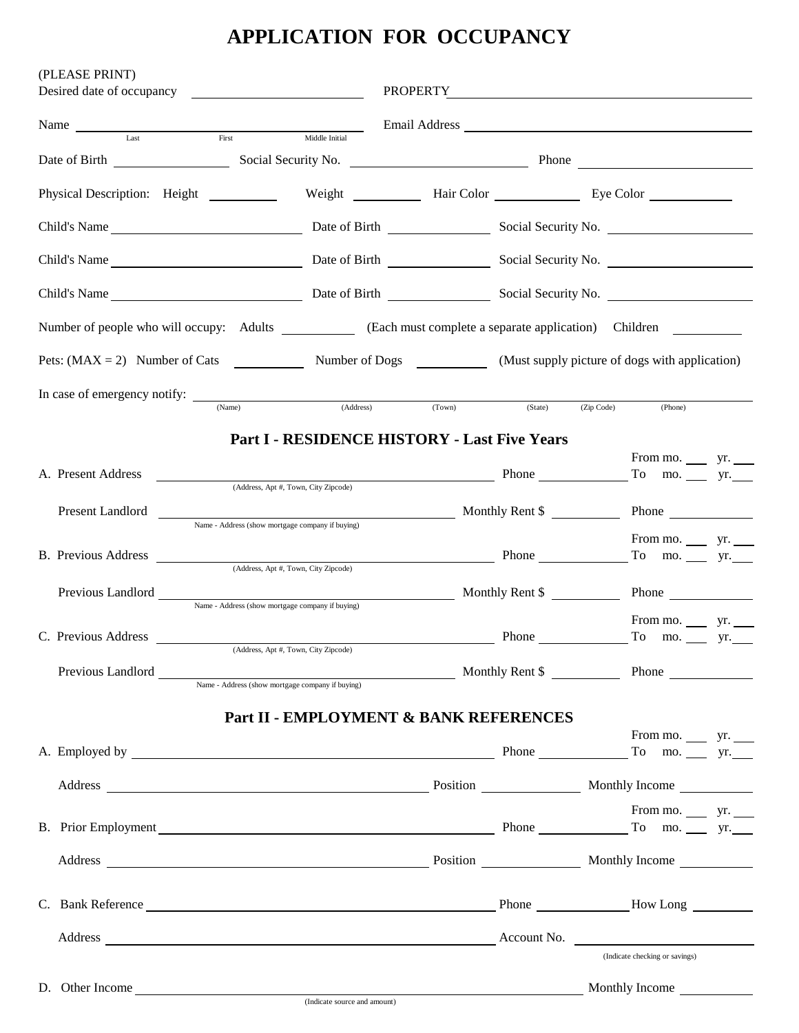# APPLICATION FOR OCCUPANCY

(PLEASE PRINT)

Desired date of occupancy ______________________ PROPERTY ______________________________________

Name ______________________________________ Email Address ______________________________________
Last First Middle Initial

Date of Birth ______________ Social Security No. ______________________ Phone ______________________

Physical Description: Height __________ Weight __________ Hair Color ____________ Eye Color ____________

Child's Name ______________________ Date of Birth ______________ Social Security No. ______________________

Child's Name ______________________ Date of Birth ______________ Social Security No. ______________________

Child's Name ______________________ Date of Birth ______________ Social Security No. ______________________

Number of people who will occupy: Adults __________ (Each must complete a separate application) Children __________

Pets: (MAX = 2) Number of Cats __________ Number of Dogs __________ (Must supply picture of dogs with application)

In case of emergency notify: ____________________________________________________________________________
(Name) (Address) (Town) (State) (Zip Code) (Phone)

## Part I - RESIDENCE HISTORY - Last Five Years

A. Present Address ______________________________________ Phone ______________ From mo. ___ yr. ___ To mo. ___ yr. ___
(Address, Apt #, Town, City Zipcode)

Present Landlord ______________________________________ Monthly Rent $ __________ Phone ______________
Name - Address (show mortgage company if buying)

B. Previous Address ______________________________________ Phone ______________ From mo. ___ yr. ___ To mo. ___ yr. ___
(Address, Apt #, Town, City Zipcode)

Previous Landlord ______________________________________ Monthly Rent $ __________ Phone ______________
Name - Address (show mortgage company if buying)

C. Previous Address ______________________________________ Phone ______________ From mo. ___ yr. ___ To mo. ___ yr. ___
(Address, Apt #, Town, City Zipcode)

Previous Landlord ______________________________________ Monthly Rent $ __________ Phone ______________
Name - Address (show mortgage company if buying)

## Part II - EMPLOYMENT & BANK REFERENCES

A. Employed by ______________________________________ Phone ______________ From mo. ___ yr. ___ To mo. ___ yr. ___

Address ______________________________________ Position ______________ Monthly Income __________

B. Prior Employment ______________________________________ Phone ______________ From mo. ___ yr. ___ To mo. ___ yr. ___

Address ______________________________________ Position ______________ Monthly Income __________

C. Bank Reference ______________________________________ Phone ______________ How Long __________

Address ______________________________________ Account No. ______________________
(Indicate checking or savings)

D. Other Income ______________________________________ Monthly Income __________
(Indicate source and amount)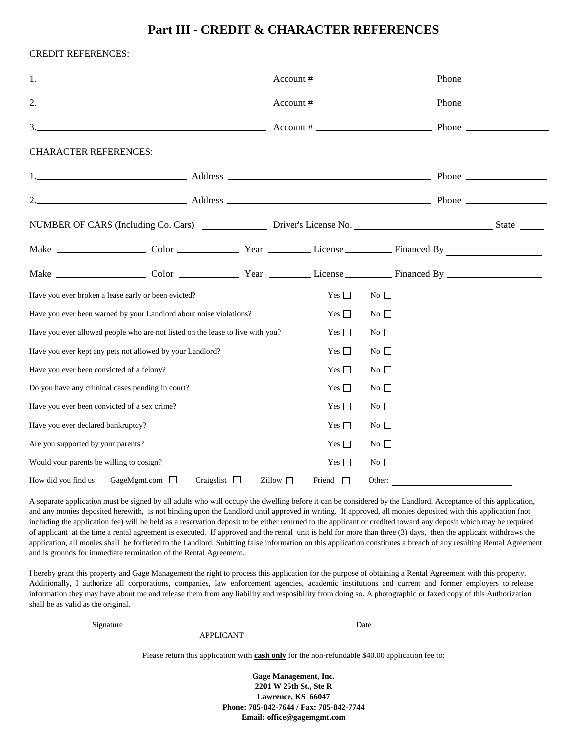# Part III - CREDIT & CHARACTER REFERENCES

CREDIT REFERENCES:

1.\_\_\_\_\_\_\_\_\_\_\_\_\_\_\_\_\_\_\_\_\_\_\_\_\_\_\_\_\_\_ Account # \_\_\_\_\_\_\_\_\_\_\_\_\_\_\_\_\_\_ Phone \_\_\_\_\_\_\_\_\_\_\_\_\_\_

2.\_\_\_\_\_\_\_\_\_\_\_\_\_\_\_\_\_\_\_\_\_\_\_\_\_\_\_\_\_\_ Account # \_\_\_\_\_\_\_\_\_\_\_\_\_\_\_\_\_\_ Phone \_\_\_\_\_\_\_\_\_\_\_\_\_\_

3.\_\_\_\_\_\_\_\_\_\_\_\_\_\_\_\_\_\_\_\_\_\_\_\_\_\_\_\_\_\_ Account # \_\_\_\_\_\_\_\_\_\_\_\_\_\_\_\_\_\_ Phone \_\_\_\_\_\_\_\_\_\_\_\_\_\_

CHARACTER REFERENCES:

1.\_\_\_\_\_\_\_\_\_\_\_\_\_\_\_\_\_\_\_\_ Address \_\_\_\_\_\_\_\_\_\_\_\_\_\_\_\_\_\_\_\_\_\_\_\_\_\_\_\_ Phone \_\_\_\_\_\_\_\_\_\_\_\_\_\_

2.\_\_\_\_\_\_\_\_\_\_\_\_\_\_\_\_\_\_\_\_ Address \_\_\_\_\_\_\_\_\_\_\_\_\_\_\_\_\_\_\_\_\_\_\_\_\_\_\_\_ Phone \_\_\_\_\_\_\_\_\_\_\_\_\_\_

NUMBER OF CARS (Including Co. Cars) \_\_\_\_\_\_\_\_\_\_ Driver's License No. \_\_\_\_\_\_\_\_\_\_\_\_\_\_\_\_\_\_\_\_ State \_\_\_\_

Make \_\_\_\_\_\_\_\_\_\_\_\_\_\_ Color \_\_\_\_\_\_\_\_\_\_ Year \_\_\_\_\_\_\_ License \_\_\_\_\_\_\_\_ Financed By \_\_\_\_\_\_\_\_\_\_\_\_\_\_

Make \_\_\_\_\_\_\_\_\_\_\_\_\_\_ Color \_\_\_\_\_\_\_\_\_\_ Year \_\_\_\_\_\_\_ License \_\_\_\_\_\_\_\_ Financed By \_\_\_\_\_\_\_\_\_\_\_\_\_\_

| | | |
|---|---|---|
| Have you ever broken a lease early or been evicted? | Yes ☐ | No ☐ |
| Have you ever been warned by your Landlord about noise violations? | Yes ☐ | No ☐ |
| Have you ever allowed people who are not listed on the lease to live with you? | Yes ☐ | No ☐ |
| Have you ever kept any pets not allowed by your Landlord? | Yes ☐ | No ☐ |
| Have you ever been convicted of a felony? | Yes ☐ | No ☐ |
| Do you have any criminal cases pending in court? | Yes ☐ | No ☐ |
| Have you ever been convicted of a sex crime? | Yes ☐ | No ☐ |
| Have you ever declared bankruptcy? | Yes ☐ | No ☐ |
| Are you supported by your parents? | Yes ☐ | No ☐ |
| Would your parents be willing to cosign? | Yes ☐ | No ☐ |

How did you find us: GageMgmt.com ☐ Craigslist ☐ Zillow ☐ Friend ☐ Other: \_\_\_\_\_\_\_\_\_\_\_\_\_\_\_\_\_\_

A separate application must be signed by all adults who will occupy the dwelling before it can be considered by the Landlord. Acceptance of this application, and any monies deposited herewith, is not binding upon the Landlord until approved in writing. If approved, all monies deposited with this application (not including the application fee) will be held as a reservation deposit to be either returned to the applicant or credited toward any deposit which may be required of applicant at the time a rental agreement is executed. If approved and the rental unit is held for more than three (3) days, then the applicant withdraws the application, all monies shall be forfieted to the Landlord. Subitting false information on this application constitutes a breach of any resulting Rental Agreement and is grounds for immediate termination of the Rental Agreement.

I hereby grant this property and Gage Management the right to process this application for the purpose of obtaining a Rental Agreement with this property. Additionally, I authorize all corporations, companies, law enforcement agencies, academic institutions and current and former employers to release information they may have about me and release them from any liability and resposibility from doing so. A photographic or faxed copy of this Authorization shall be as valid as the original.

Signature \_\_\_\_\_\_\_\_\_\_\_\_\_\_\_\_\_\_\_\_\_\_\_\_\_\_\_\_\_\_ Date \_\_\_\_\_\_\_\_\_\_\_\_\_\_
APPLICANT

Please return this application with **cash only** for the non-refundable $40.00 application fee to:

**Gage Management, Inc.**
**2201 W 25th St., Ste R**
**Lawrence, KS 66047**
**Phone: 785-842-7644 / Fax: 785-842-7744**
**Email: office@gagemgmt.com**